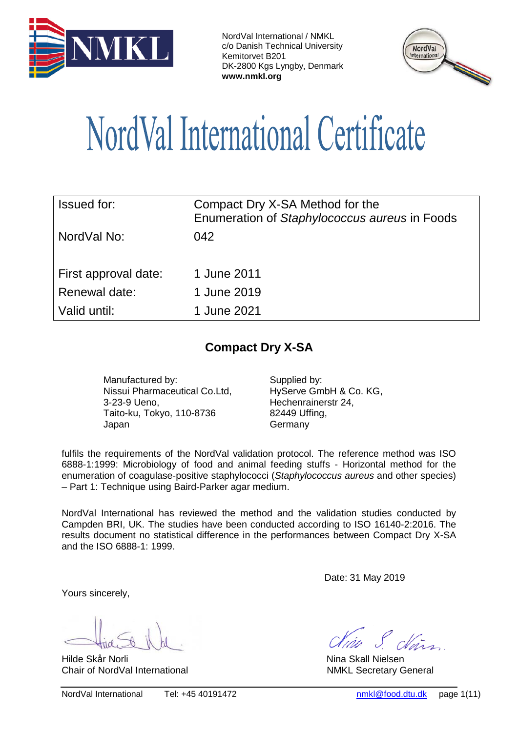NordVal International / NMKL
c/o Danish Technical University
Kemitorvet B201
DK-2800 Kgs Lyngby, Denmark
**www.nmkl.org**

# NordVal International Certificate

| | |
|---|---|
| Issued for: | Compact Dry X-SA Method for the Enumeration of *Staphylococcus aureus* in Foods |
| NordVal No: | 042 |
| First approval date: | 1 June 2011 |
| Renewal date: | 1 June 2019 |
| Valid until: | 1 June 2021 |

## Compact Dry X-SA

Manufactured by:
Nissui Pharmaceutical Co.Ltd,
3-23-9 Ueno,
Taito-ku, Tokyo, 110-8736
Japan

Supplied by:
HyServe GmbH & Co. KG,
Hechenrainerstr 24,
82449 Uffing,
Germany

fulfils the requirements of the NordVal validation protocol. The reference method was ISO 6888-1:1999: Microbiology of food and animal feeding stuffs - Horizontal method for the enumeration of coagulase-positive staphylococci (*Staphylococcus aureus* and other species) – Part 1: Technique using Baird-Parker agar medium.

NordVal International has reviewed the method and the validation studies conducted by Campden BRI, UK. The studies have been conducted according to ISO 16140-2:2016. The results document no statistical difference in the performances between Compact Dry X-SA and the ISO 6888-1: 1999.

Date: 31 May 2019

Yours sincerely,

Hilde Skår Norli
Chair of NordVal International

Nina Skall Nielsen
NMKL Secretary General

NordVal International Tel: +45 40191472 nmkl@food.dtu.dk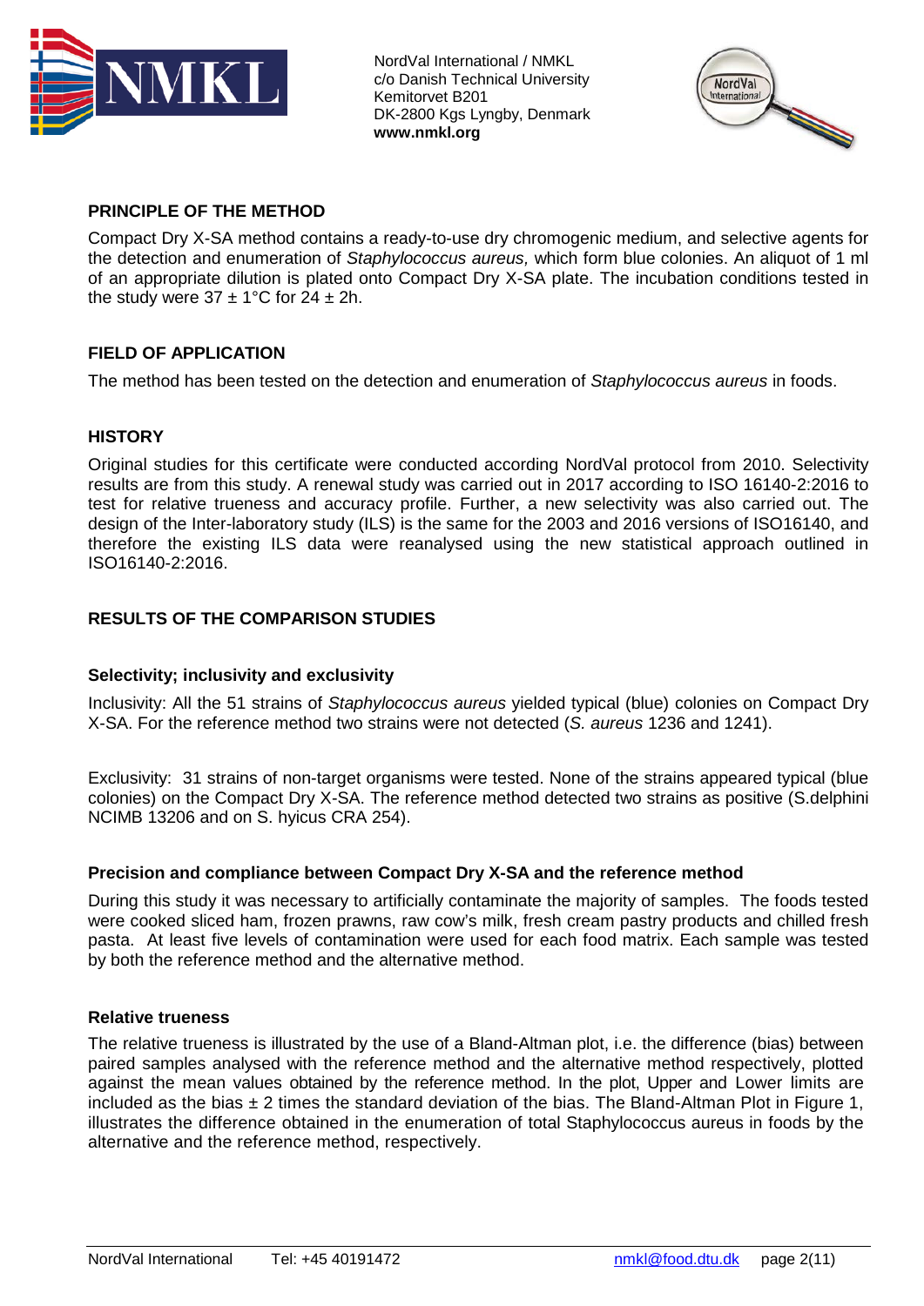## PRINCIPLE OF THE METHOD

Compact Dry X-SA method contains a ready-to-use dry chromogenic medium, and selective agents for the detection and enumeration of *Staphylococcus aureus,* which form blue colonies. An aliquot of 1 ml of an appropriate dilution is plated onto Compact Dry X-SA plate. The incubation conditions tested in the study were 37 ± 1°C for 24 ± 2h.

## FIELD OF APPLICATION

The method has been tested on the detection and enumeration of *Staphylococcus aureus* in foods.

## HISTORY

Original studies for this certificate were conducted according NordVal protocol from 2010. Selectivity results are from this study. A renewal study was carried out in 2017 according to ISO 16140-2:2016 to test for relative trueness and accuracy profile. Further, a new selectivity was also carried out. The design of the Inter-laboratory study (ILS) is the same for the 2003 and 2016 versions of ISO16140, and therefore the existing ILS data were reanalysed using the new statistical approach outlined in ISO16140-2:2016.

## RESULTS OF THE COMPARISON STUDIES

### Selectivity; inclusivity and exclusivity

Inclusivity: All the 51 strains of *Staphylococcus aureus* yielded typical (blue) colonies on Compact Dry X-SA. For the reference method two strains were not detected (*S. aureus* 1236 and 1241).

Exclusivity: 31 strains of non-target organisms were tested. None of the strains appeared typical (blue colonies) on the Compact Dry X-SA. The reference method detected two strains as positive (S.delphini NCIMB 13206 and on S. hyicus CRA 254).

### Precision and compliance between Compact Dry X-SA and the reference method

During this study it was necessary to artificially contaminate the majority of samples. The foods tested were cooked sliced ham, frozen prawns, raw cow's milk, fresh cream pastry products and chilled fresh pasta. At least five levels of contamination were used for each food matrix. Each sample was tested by both the reference method and the alternative method.

### Relative trueness

The relative trueness is illustrated by the use of a Bland-Altman plot, i.e. the difference (bias) between paired samples analysed with the reference method and the alternative method respectively, plotted against the mean values obtained by the reference method. In the plot, Upper and Lower limits are included as the bias ± 2 times the standard deviation of the bias. The Bland-Altman Plot in Figure 1, illustrates the difference obtained in the enumeration of total Staphylococcus aureus in foods by the alternative and the reference method, respectively.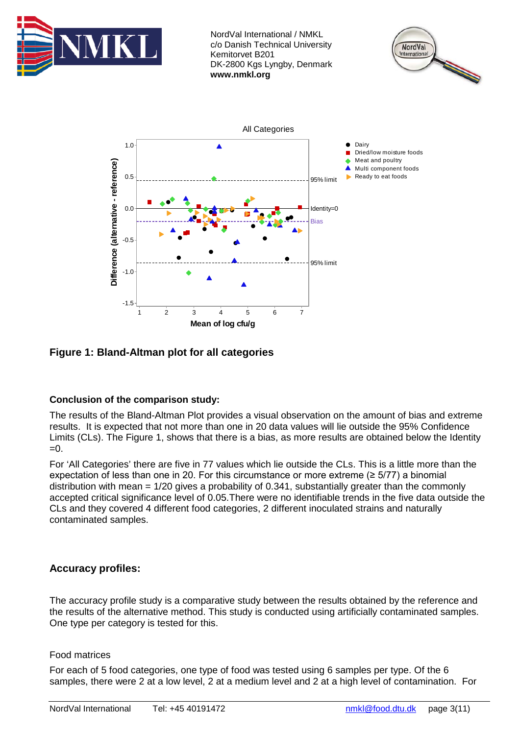**Figure 1: Bland-Altman plot for all categories**

**Conclusion of the comparison study:**

The results of the Bland-Altman Plot provides a visual observation on the amount of bias and extreme results. It is expected that not more than one in 20 data values will lie outside the 95% Confidence Limits (CLs). The Figure 1, shows that there is a bias, as more results are obtained below the Identity =0.

For 'All Categories' there are five in 77 values which lie outside the CLs. This is a little more than the expectation of less than one in 20. For this circumstance or more extreme (≥ 5/77) a binomial distribution with mean = 1/20 gives a probability of 0.341, substantially greater than the commonly accepted critical significance level of 0.05.There were no identifiable trends in the five data outside the CLs and they covered 4 different food categories, 2 different inoculated strains and naturally contaminated samples.

## Accuracy profiles:

The accuracy profile study is a comparative study between the results obtained by the reference and the results of the alternative method. This study is conducted using artificially contaminated samples. One type per category is tested for this.

Food matrices

For each of 5 food categories, one type of food was tested using 6 samples per type. Of the 6 samples, there were 2 at a low level, 2 at a medium level and 2 at a high level of contamination. For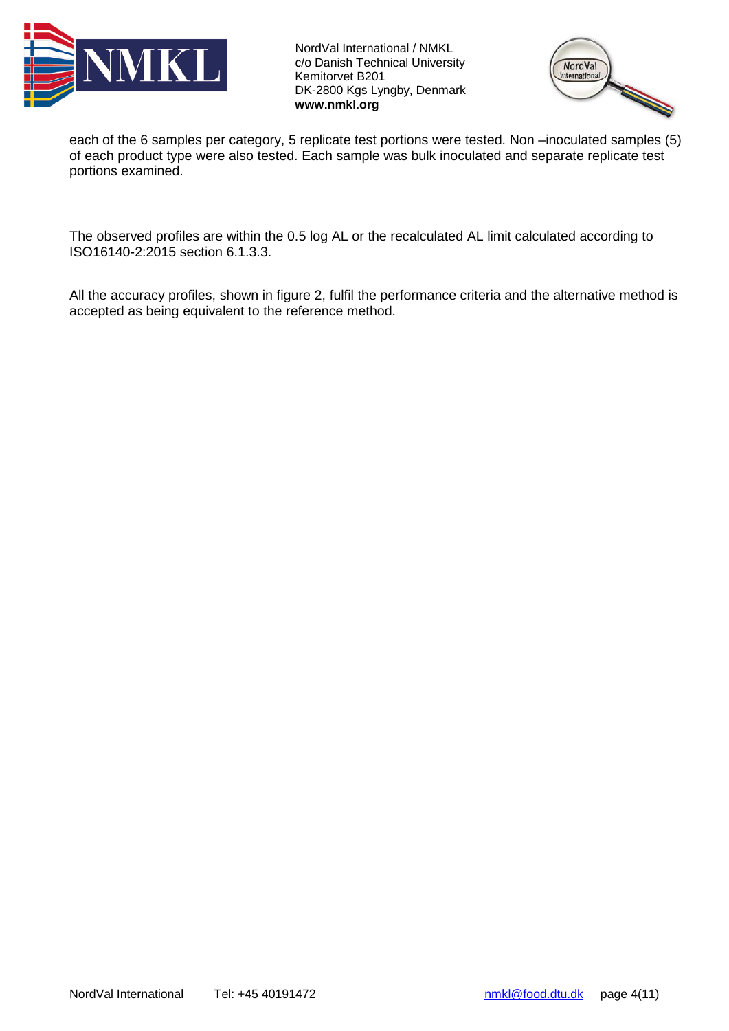each of the 6 samples per category, 5 replicate test portions were tested. Non –inoculated samples (5) of each product type were also tested. Each sample was bulk inoculated and separate replicate test portions examined.

The observed profiles are within the 0.5 log AL or the recalculated AL limit calculated according to ISO16140-2:2015 section 6.1.3.3.

All the accuracy profiles, shown in figure 2, fulfil the performance criteria and the alternative method is accepted as being equivalent to the reference method.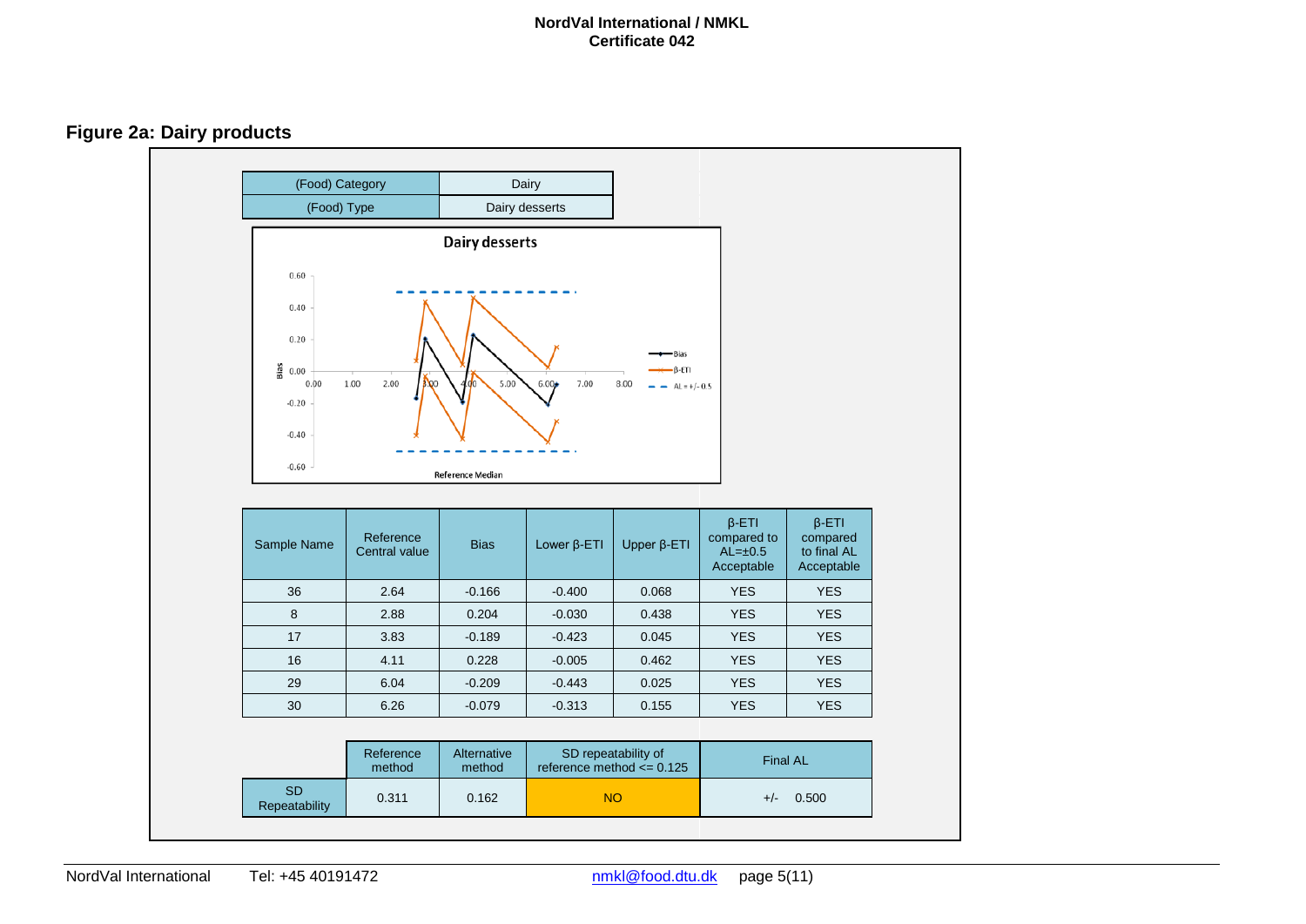## Figure 2a: Dairy products

| (Food) Category | Dairy |
|---|---|
| (Food) Type | Dairy desserts |

**Dairy desserts**

| Sample Name | Reference Central value | Bias | Lower β-ETI | Upper β-ETI | β-ETI compared to AL=±0.5 Acceptable | β-ETI compared to final AL Acceptable |
|---|---|---|---|---|---|---|
| 36 | 2.64 | -0.166 | -0.400 | 0.068 | YES | YES |
| 8 | 2.88 | 0.204 | -0.030 | 0.438 | YES | YES |
| 17 | 3.83 | -0.189 | -0.423 | 0.045 | YES | YES |
| 16 | 4.11 | 0.228 | -0.005 | 0.462 | YES | YES |
| 29 | 6.04 | -0.209 | -0.443 | 0.025 | YES | YES |
| 30 | 6.26 | -0.079 | -0.313 | 0.155 | YES | YES |

| | Reference method | Alternative method | SD repeatability of reference method <= 0.125 | Final AL |
|---|---|---|---|---|
| SD Repeatability | 0.311 | 0.162 | NO | +/- 0.500 |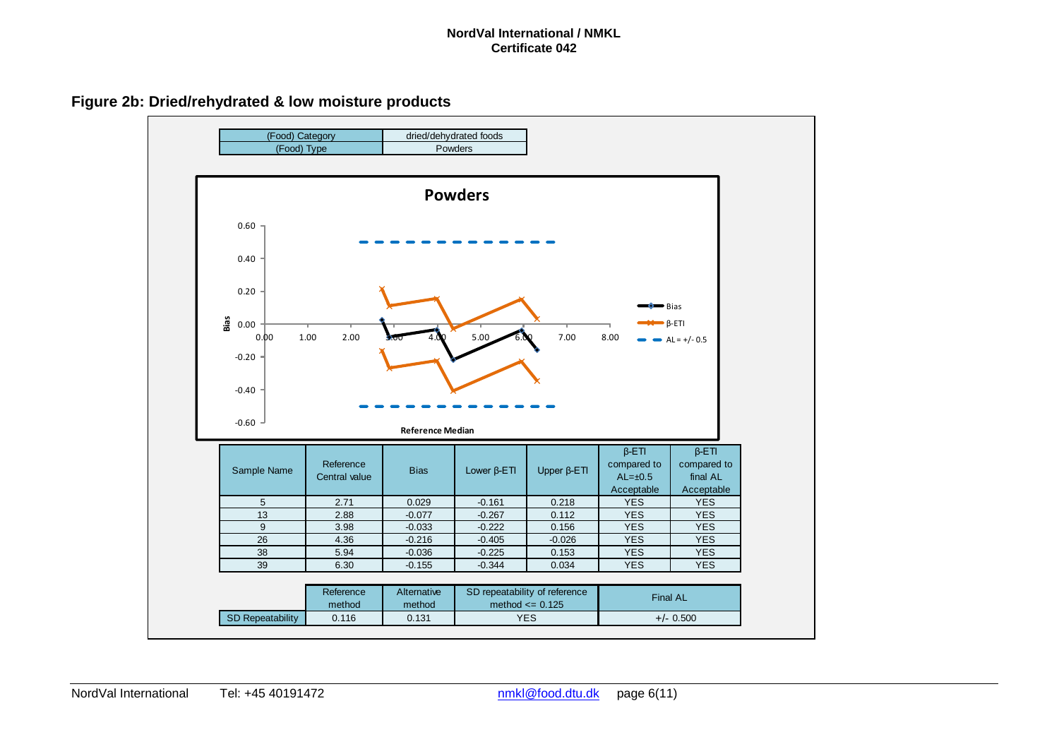## Figure 2b: Dried/rehydrated & low moisture products

| (Food) Category | dried/dehydrated foods |
|---|---|
| (Food) Type | Powders |

**Powders**

| Sample Name | Reference Central value | Bias | Lower β-ETI | Upper β-ETI | β-ETI compared to AL=±0.5 Acceptable | β-ETI compared to final AL Acceptable |
|---|---|---|---|---|---|---|
| 5 | 2.71 | 0.029 | -0.161 | 0.218 | YES | YES |
| 13 | 2.88 | -0.077 | -0.267 | 0.112 | YES | YES |
| 9 | 3.98 | -0.033 | -0.222 | 0.156 | YES | YES |
| 26 | 4.36 | -0.216 | -0.405 | -0.026 | YES | YES |
| 38 | 5.94 | -0.036 | -0.225 | 0.153 | YES | YES |
| 39 | 6.30 | -0.155 | -0.344 | 0.034 | YES | YES |

| | Reference method | Alternative method | SD repeatability of reference method <= 0.125 | Final AL |
|---|---|---|---|---|
| SD Repeatability | 0.116 | 0.131 | YES | +/- 0.500 |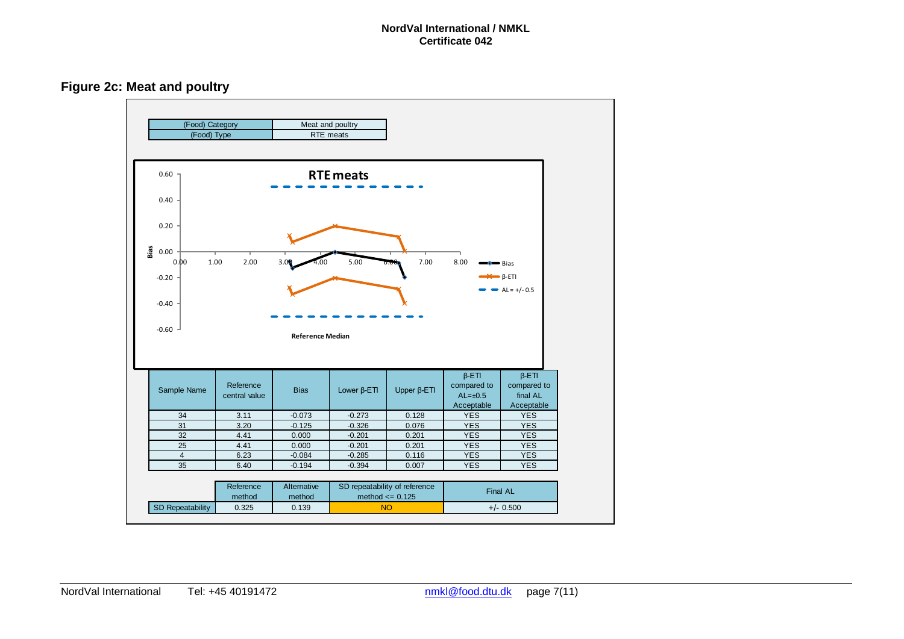## Figure 2c: Meat and poultry

| (Food) Category | Meat and poultry |
|---|---|
| (Food) Type | RTE meats |

| Sample Name | Reference central value | Bias | Lower β-ETI | Upper β-ETI | β-ETI compared to AL=±0.5 Acceptable | β-ETI compared to final AL Acceptable |
|---|---|---|---|---|---|---|
| 34 | 3.11 | -0.073 | -0.273 | 0.128 | YES | YES |
| 31 | 3.20 | -0.125 | -0.326 | 0.076 | YES | YES |
| 32 | 4.41 | 0.000 | -0.201 | 0.201 | YES | YES |
| 25 | 4.41 | 0.000 | -0.201 | 0.201 | YES | YES |
| 4 | 6.23 | -0.084 | -0.285 | 0.116 | YES | YES |
| 35 | 6.40 | -0.194 | -0.394 | 0.007 | YES | YES |

| | Reference method | Alternative method | SD repeatability of reference method <= 0.125 | Final AL |
|---|---|---|---|---|
| SD Repeatability | 0.325 | 0.139 | NO | +/- 0.500 |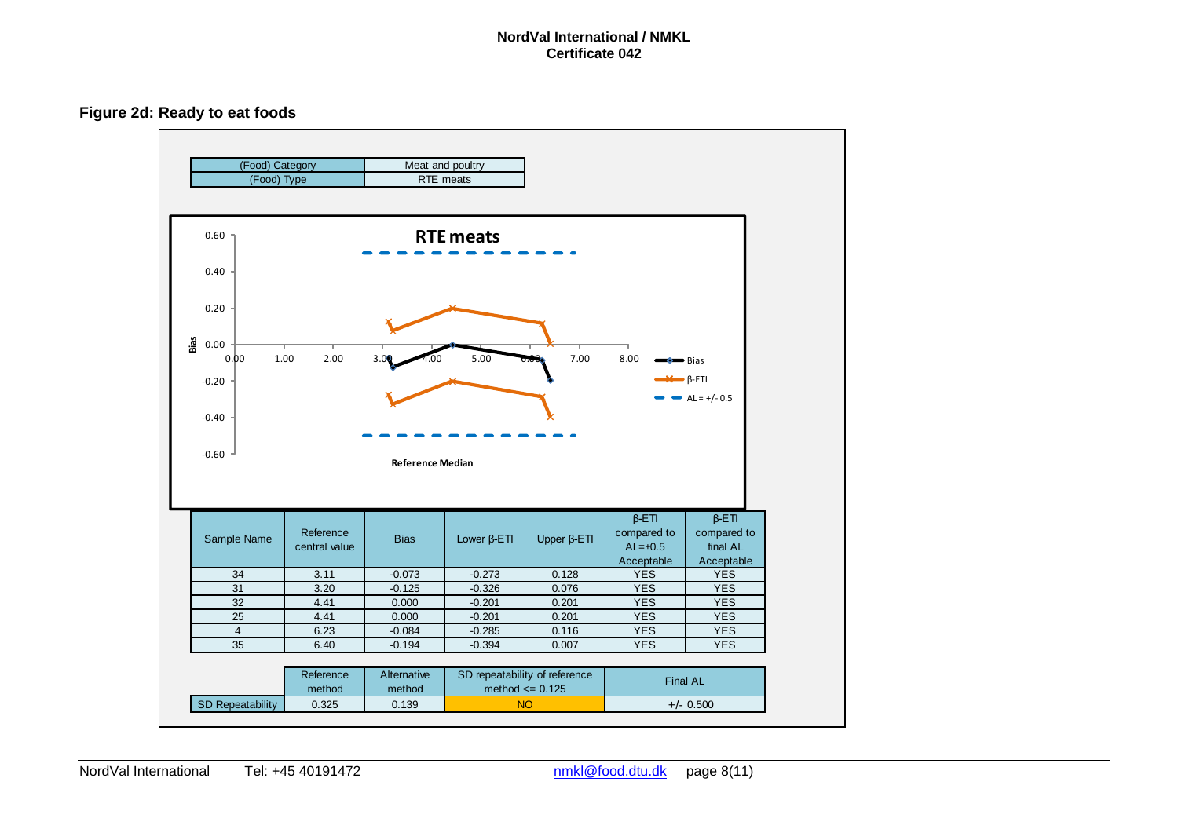## Figure 2d: Ready to eat foods

| (Food) Category | Meat and poultry |
|---|---|
| (Food) Type | RTE meats |

| Sample Name | Reference central value | Bias | Lower β-ETI | Upper β-ETI | β-ETI compared to AL=±0.5 Acceptable | β-ETI compared to final AL Acceptable |
|---|---|---|---|---|---|---|
| 34 | 3.11 | -0.073 | -0.273 | 0.128 | YES | YES |
| 31 | 3.20 | -0.125 | -0.326 | 0.076 | YES | YES |
| 32 | 4.41 | 0.000 | -0.201 | 0.201 | YES | YES |
| 25 | 4.41 | 0.000 | -0.201 | 0.201 | YES | YES |
| 4 | 6.23 | -0.084 | -0.285 | 0.116 | YES | YES |
| 35 | 6.40 | -0.194 | -0.394 | 0.007 | YES | YES |

| | Reference method | Alternative method | SD repeatability of reference method <= 0.125 | Final AL |
|---|---|---|---|---|
| SD Repeatability | 0.325 | 0.139 | NO | +/- 0.500 |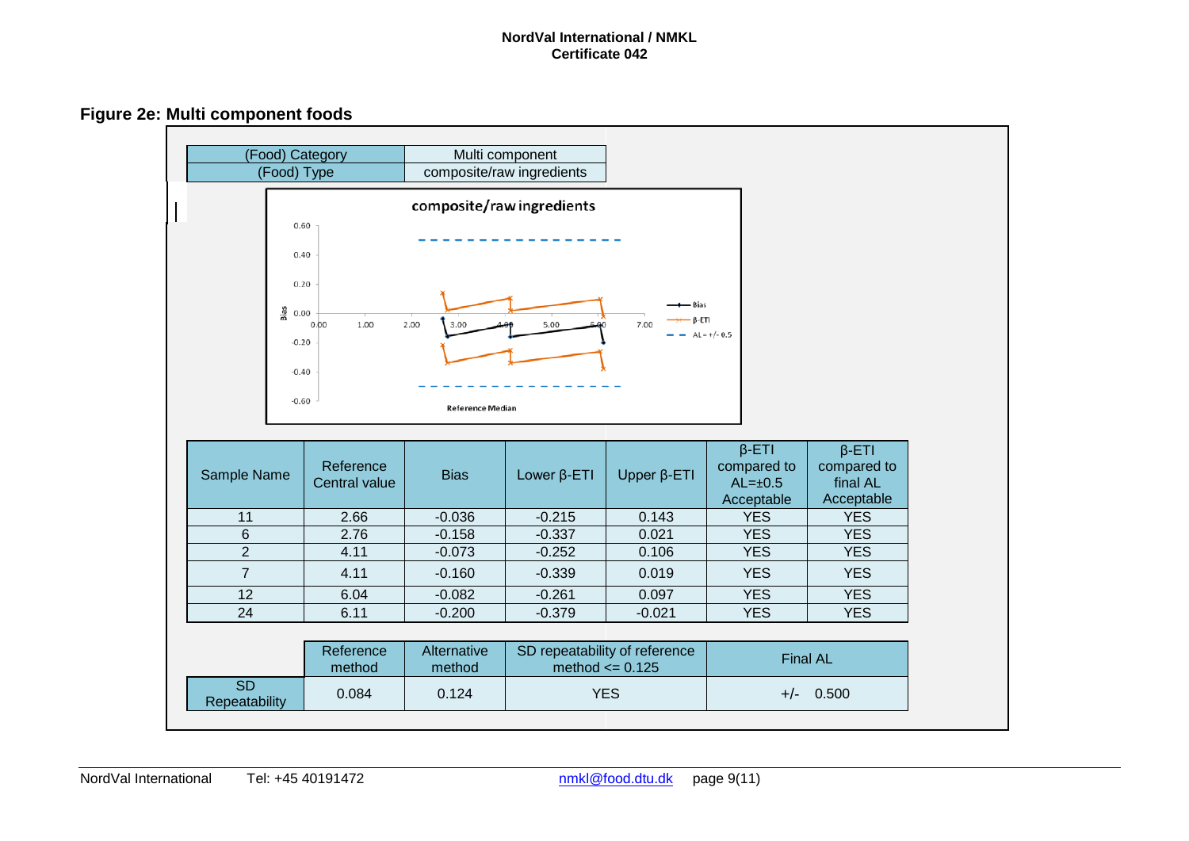## Figure 2e: Multi component foods

| (Food) Category | Multi component |
|---|---|
| (Food) Type | composite/raw ingredients |

| Sample Name | Reference Central value | Bias | Lower β-ETI | Upper β-ETI | β-ETI compared to AL=±0.5 Acceptable | β-ETI compared to final AL Acceptable |
|---|---|---|---|---|---|---|
| 11 | 2.66 | -0.036 | -0.215 | 0.143 | YES | YES |
| 6 | 2.76 | -0.158 | -0.337 | 0.021 | YES | YES |
| 2 | 4.11 | -0.073 | -0.252 | 0.106 | YES | YES |
| 7 | 4.11 | -0.160 | -0.339 | 0.019 | YES | YES |
| 12 | 6.04 | -0.082 | -0.261 | 0.097 | YES | YES |
| 24 | 6.11 | -0.200 | -0.379 | -0.021 | YES | YES |

| | Reference method | Alternative method | SD repeatability of reference method <= 0.125 | Final AL |
|---|---|---|---|---|
| SD Repeatability | 0.084 | 0.124 | YES | +/- 0.500 |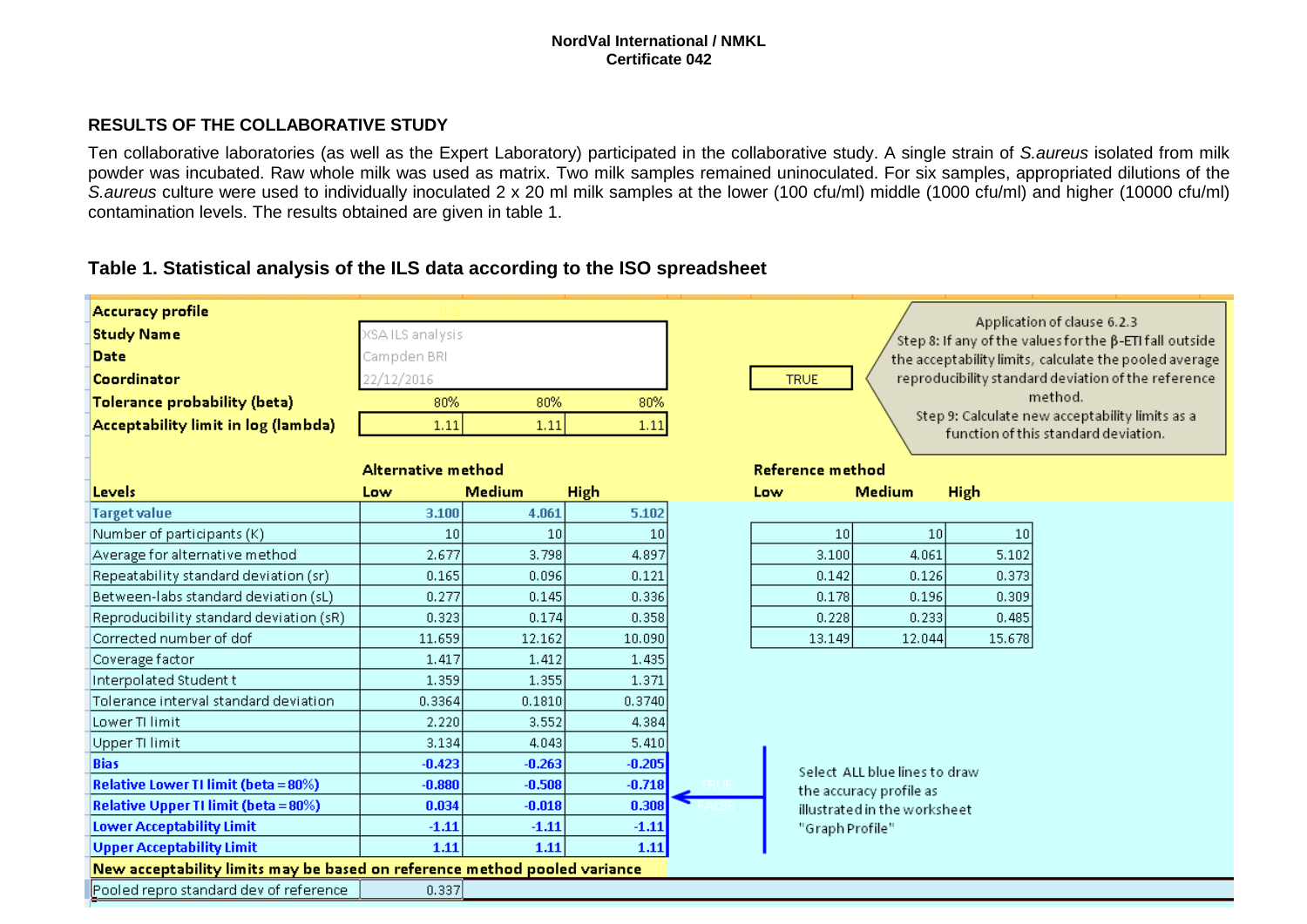## RESULTS OF THE COLLABORATIVE STUDY

Ten collaborative laboratories (as well as the Expert Laboratory) participated in the collaborative study. A single strain of *S.aureus* isolated from milk powder was incubated. Raw whole milk was used as matrix. Two milk samples remained uninoculated. For six samples, appropriated dilutions of the *S.aureus* culture were used to individually inoculate 2 x 20 ml milk samples at the lower (100 cfu/ml) middle (1000 cfu/ml) and higher (10000 cfu/ml) contamination levels. The results obtained are given in table 1.

### Table 1. Statistical analysis of the ILS data according to the ISO spreadsheet

| Accuracy profile | | | |
|---|---|---|---|
| Study Name | XSA ILS analysis | | |
| Date | Campden BRI | | |
| Coordinator | 22/12/2016 | | |
| Tolerance probability (beta) | 80% | 80% | 80% |
| Acceptability limit in log (lambda) | 1.11 | 1.11 | 1.11 |

TRUE

Application of clause 6.2.3
Step 8: If any of the values for the β-ETI fall outside the acceptability limits, calculate the pooled average reproducibility standard deviation of the reference method.
Step 9: Calculate new acceptability limits as a function of this standard deviation.

| | Alternative method | | | Reference method | | |
|---|---|---|---|---|---|---|
| **Levels** | **Low** | **Medium** | **High** | **Low** | **Medium** | **High** |
| **Target value** | **3.100** | **4.061** | **5.102** | | | |
| Number of participants (K) | 10 | 10 | 10 | 10 | 10 | 10 |
| Average for alternative method | 2.677 | 3.798 | 4.897 | 3.100 | 4.061 | 5.102 |
| Repeatability standard deviation (sr) | 0.165 | 0.096 | 0.121 | 0.142 | 0.126 | 0.373 |
| Between-labs standard deviation (sL) | 0.277 | 0.145 | 0.336 | 0.178 | 0.196 | 0.309 |
| Reproducibility standard deviation (sR) | 0.323 | 0.174 | 0.358 | 0.228 | 0.233 | 0.485 |
| Corrected number of dof | 11.659 | 12.162 | 10.090 | 13.149 | 12.044 | 15.678 |
| Coverage factor | 1.417 | 1.412 | 1.435 | | | |
| Interpolated Student t | 1.359 | 1.355 | 1.371 | | | |
| Tolerance interval standard deviation | 0.3364 | 0.1810 | 0.3740 | | | |
| Lower TI limit | 2.220 | 3.552 | 4.384 | | | |
| Upper TI limit | 3.134 | 4.043 | 5.410 | | | |
| **Bias** | **-0.423** | **-0.263** | **-0.205** | | | |
| **Relative Lower TI limit (beta = 80%)** | **-0.880** | **-0.508** | **-0.718** | | | |
| **Relative Upper TI limit (beta = 80%)** | **0.034** | **-0.018** | **0.308** | | | |
| **Lower Acceptability Limit** | **-1.11** | **-1.11** | **-1.11** | | | |
| **Upper Acceptability Limit** | **1.11** | **1.11** | **1.11** | | | |

Select ALL blue lines to draw the accuracy profile as illustrated in the worksheet "Graph Profile"

**New acceptability limits may be based on reference method pooled variance**

| Pooled repro standard dev of reference | 0.337 |
|---|---|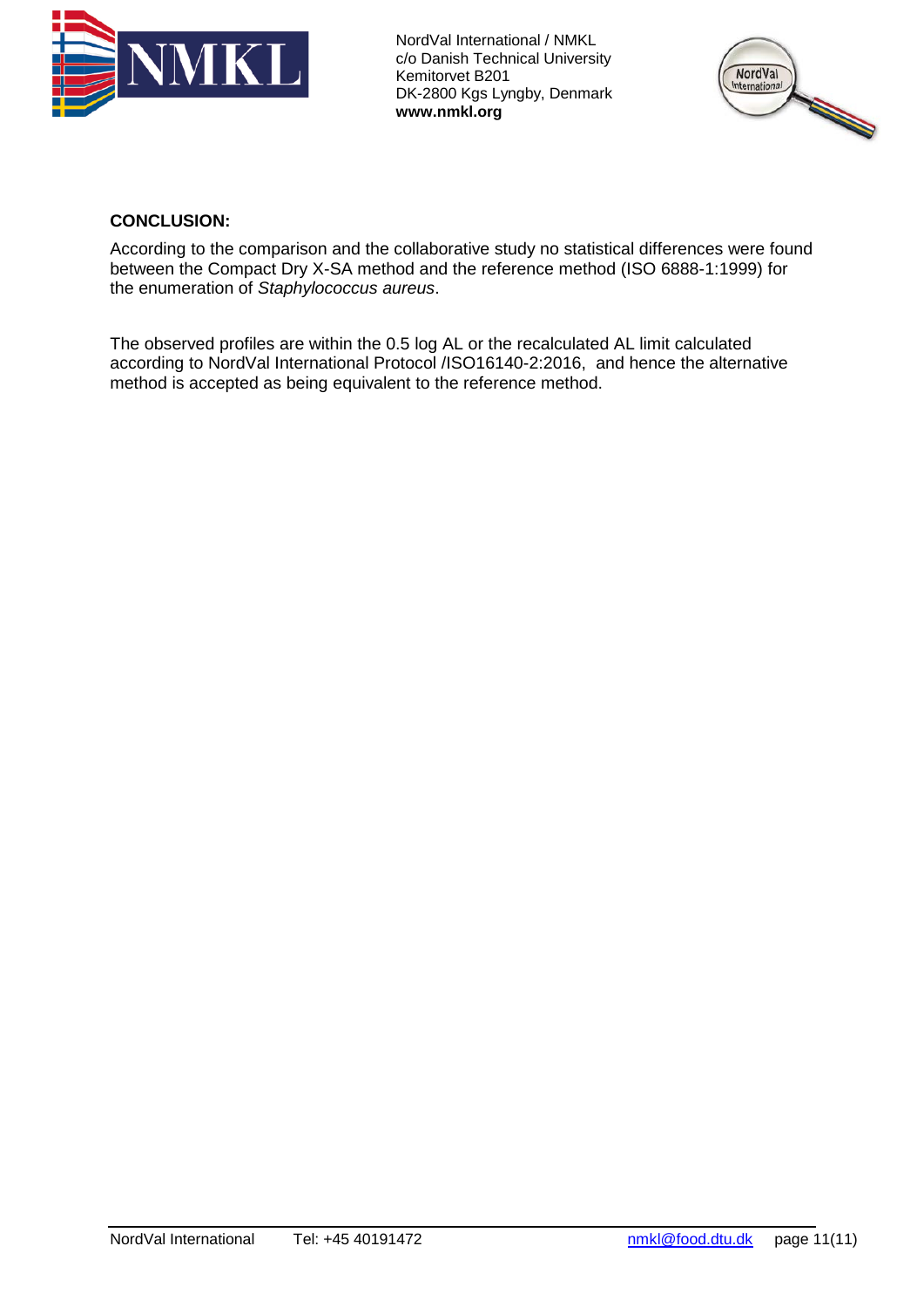**CONCLUSION:**

According to the comparison and the collaborative study no statistical differences were found between the Compact Dry X-SA method and the reference method (ISO 6888-1:1999) for the enumeration of *Staphylococcus aureus*.

The observed profiles are within the 0.5 log AL or the recalculated AL limit calculated according to NordVal International Protocol /ISO16140-2:2016, and hence the alternative method is accepted as being equivalent to the reference method.